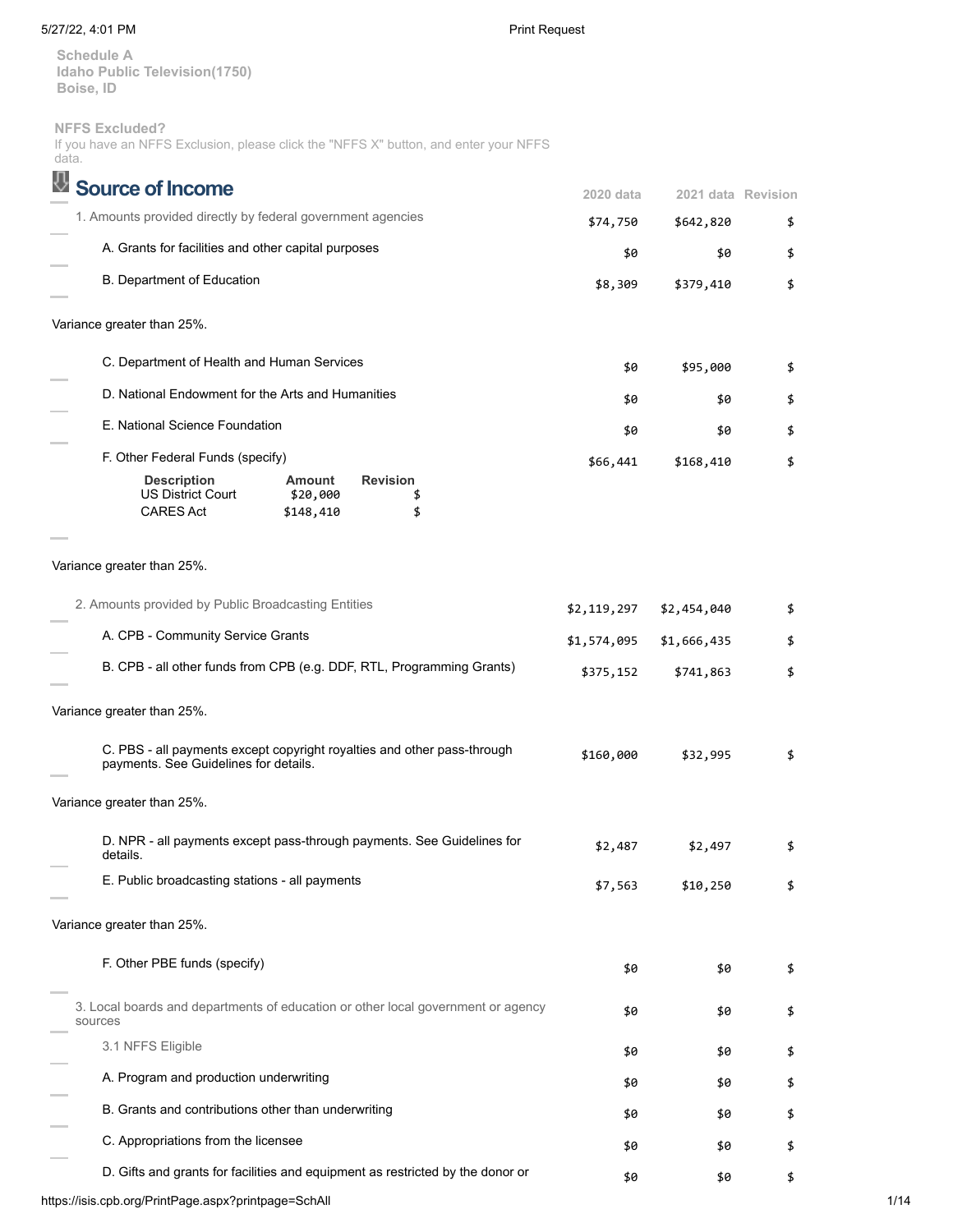**Schedule A**
**Idaho Public Television(1750)**
**Boise, ID**

**NFFS Excluded?**
If you have an NFFS Exclusion, please click the "NFFS X" button, and enter your NFFS data.

## Source of Income

| | 2020 data | 2021 data | Revision |
|---|---|---|---|
| 1. Amounts provided directly by federal government agencies | $74,750 | $642,820 | $ |
| A. Grants for facilities and other capital purposes | $0 | $0 | $ |
| B. Department of Education | $8,309 | $379,410 | $ |
| Variance greater than 25%. | | | |
| C. Department of Health and Human Services | $0 | $95,000 | $ |
| D. National Endowment for the Arts and Humanities | $0 | $0 | $ |
| E. National Science Foundation | $0 | $0 | $ |
| F. Other Federal Funds (specify) | $66,441 | $168,410 | $ |

| Description | Amount | Revision |
|---|---|---|
| US District Court | $20,000 | $ |
| CARES Act | $148,410 | $ |

Variance greater than 25%.

| | 2020 data | 2021 data | Revision |
|---|---|---|---|
| 2. Amounts provided by Public Broadcasting Entities | $2,119,297 | $2,454,040 | $ |
| A. CPB - Community Service Grants | $1,574,095 | $1,666,435 | $ |
| B. CPB - all other funds from CPB (e.g. DDF, RTL, Programming Grants) | $375,152 | $741,863 | $ |
| Variance greater than 25%. | | | |
| C. PBS - all payments except copyright royalties and other pass-through payments. See Guidelines for details. | $160,000 | $32,995 | $ |
| Variance greater than 25%. | | | |
| D. NPR - all payments except pass-through payments. See Guidelines for details. | $2,487 | $2,497 | $ |
| E. Public broadcasting stations - all payments | $7,563 | $10,250 | $ |
| Variance greater than 25%. | | | |
| F. Other PBE funds (specify) | $0 | $0 | $ |
| 3. Local boards and departments of education or other local government or agency sources | $0 | $0 | $ |
| 3.1 NFFS Eligible | $0 | $0 | $ |
| A. Program and production underwriting | $0 | $0 | $ |
| B. Grants and contributions other than underwriting | $0 | $0 | $ |
| C. Appropriations from the licensee | $0 | $0 | $ |
| D. Gifts and grants for facilities and equipment as restricted by the donor or | $0 | $0 | $ |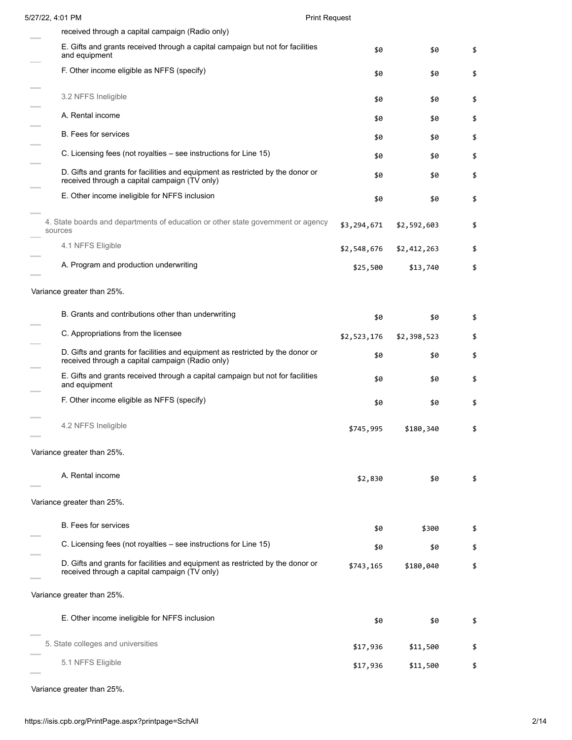| Line | | | |
|---|---|---|---|
| received through a capital campaign (Radio only) | | | |
| E. Gifts and grants received through a capital campaign but not for facilities and equipment | $0 | $0 | $ |
| F. Other income eligible as NFFS (specify) | $0 | $0 | $ |
| 3.2 NFFS Ineligible | $0 | $0 | $ |
| A. Rental income | $0 | $0 | $ |
| B. Fees for services | $0 | $0 | $ |
| C. Licensing fees (not royalties – see instructions for Line 15) | $0 | $0 | $ |
| D. Gifts and grants for facilities and equipment as restricted by the donor or received through a capital campaign (TV only) | $0 | $0 | $ |
| E. Other income ineligible for NFFS inclusion | $0 | $0 | $ |
| 4. State boards and departments of education or other state government or agency sources | $3,294,671 | $2,592,603 | $ |
| 4.1 NFFS Eligible | $2,548,676 | $2,412,263 | $ |
| A. Program and production underwriting | $25,500 | $13,740 | $ |
| Variance greater than 25%. | | | |
| B. Grants and contributions other than underwriting | $0 | $0 | $ |
| C. Appropriations from the licensee | $2,523,176 | $2,398,523 | $ |
| D. Gifts and grants for facilities and equipment as restricted by the donor or received through a capital campaign (Radio only) | $0 | $0 | $ |
| E. Gifts and grants received through a capital campaign but not for facilities and equipment | $0 | $0 | $ |
| F. Other income eligible as NFFS (specify) | $0 | $0 | $ |
| 4.2 NFFS Ineligible | $745,995 | $180,340 | $ |
| Variance greater than 25%. | | | |
| A. Rental income | $2,830 | $0 | $ |
| Variance greater than 25%. | | | |
| B. Fees for services | $0 | $300 | $ |
| C. Licensing fees (not royalties – see instructions for Line 15) | $0 | $0 | $ |
| D. Gifts and grants for facilities and equipment as restricted by the donor or received through a capital campaign (TV only) | $743,165 | $180,040 | $ |
| Variance greater than 25%. | | | |
| E. Other income ineligible for NFFS inclusion | $0 | $0 | $ |
| 5. State colleges and universities | $17,936 | $11,500 | $ |
| 5.1 NFFS Eligible | $17,936 | $11,500 | $ |
| Variance greater than 25%. | | | |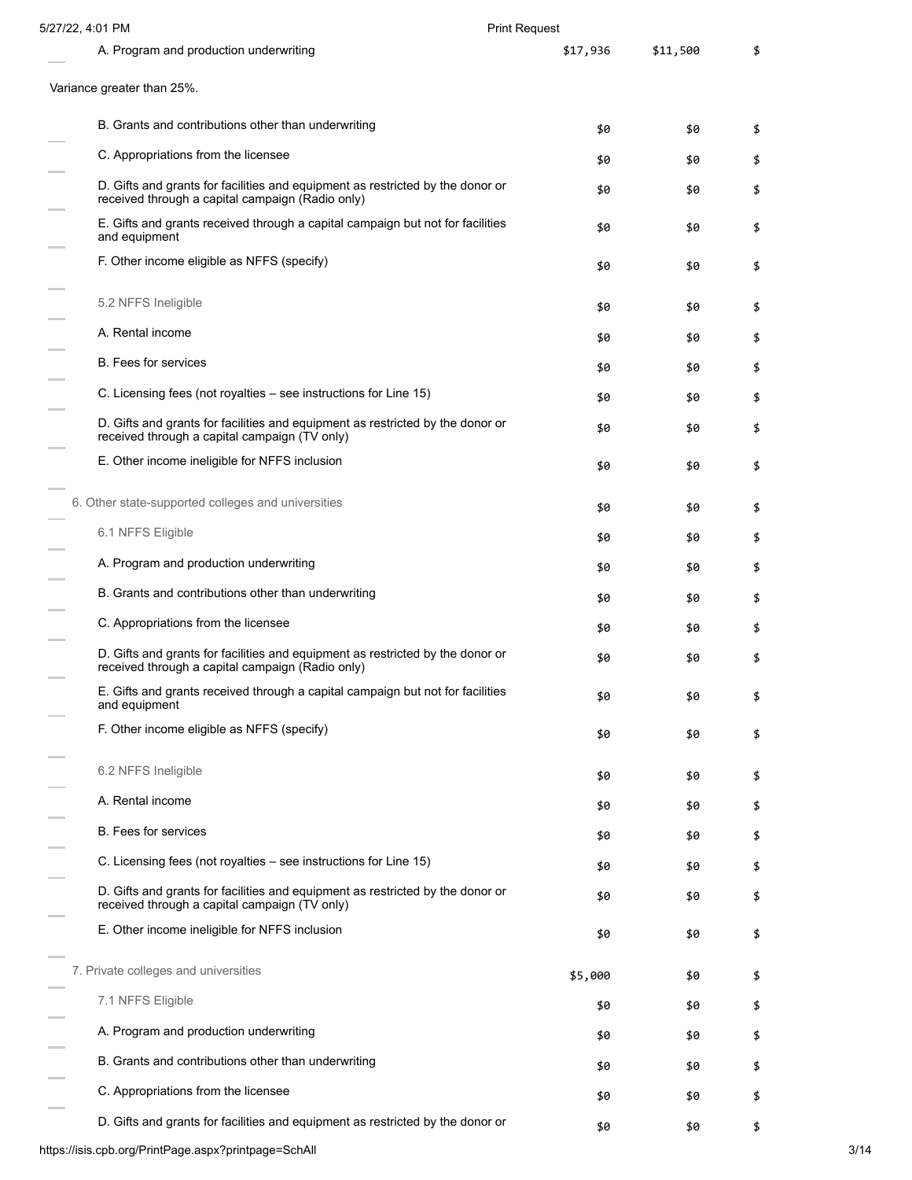| | | | |
|---|---|---|---|
| A. Program and production underwriting | $17,936 | $11,500 | $ |
| Variance greater than 25%. | | | |
| B. Grants and contributions other than underwriting | $0 | $0 | $ |
| C. Appropriations from the licensee | $0 | $0 | $ |
| D. Gifts and grants for facilities and equipment as restricted by the donor or received through a capital campaign (Radio only) | $0 | $0 | $ |
| E. Gifts and grants received through a capital campaign but not for facilities and equipment | $0 | $0 | $ |
| F. Other income eligible as NFFS (specify) | $0 | $0 | $ |
| 5.2 NFFS Ineligible | $0 | $0 | $ |
| A. Rental income | $0 | $0 | $ |
| B. Fees for services | $0 | $0 | $ |
| C. Licensing fees (not royalties – see instructions for Line 15) | $0 | $0 | $ |
| D. Gifts and grants for facilities and equipment as restricted by the donor or received through a capital campaign (TV only) | $0 | $0 | $ |
| E. Other income ineligible for NFFS inclusion | $0 | $0 | $ |
| 6. Other state-supported colleges and universities | $0 | $0 | $ |
| 6.1 NFFS Eligible | $0 | $0 | $ |
| A. Program and production underwriting | $0 | $0 | $ |
| B. Grants and contributions other than underwriting | $0 | $0 | $ |
| C. Appropriations from the licensee | $0 | $0 | $ |
| D. Gifts and grants for facilities and equipment as restricted by the donor or received through a capital campaign (Radio only) | $0 | $0 | $ |
| E. Gifts and grants received through a capital campaign but not for facilities and equipment | $0 | $0 | $ |
| F. Other income eligible as NFFS (specify) | $0 | $0 | $ |
| 6.2 NFFS Ineligible | $0 | $0 | $ |
| A. Rental income | $0 | $0 | $ |
| B. Fees for services | $0 | $0 | $ |
| C. Licensing fees (not royalties – see instructions for Line 15) | $0 | $0 | $ |
| D. Gifts and grants for facilities and equipment as restricted by the donor or received through a capital campaign (TV only) | $0 | $0 | $ |
| E. Other income ineligible for NFFS inclusion | $0 | $0 | $ |
| 7. Private colleges and universities | $5,000 | $0 | $ |
| 7.1 NFFS Eligible | $0 | $0 | $ |
| A. Program and production underwriting | $0 | $0 | $ |
| B. Grants and contributions other than underwriting | $0 | $0 | $ |
| C. Appropriations from the licensee | $0 | $0 | $ |
| D. Gifts and grants for facilities and equipment as restricted by the donor or | $0 | $0 | $ |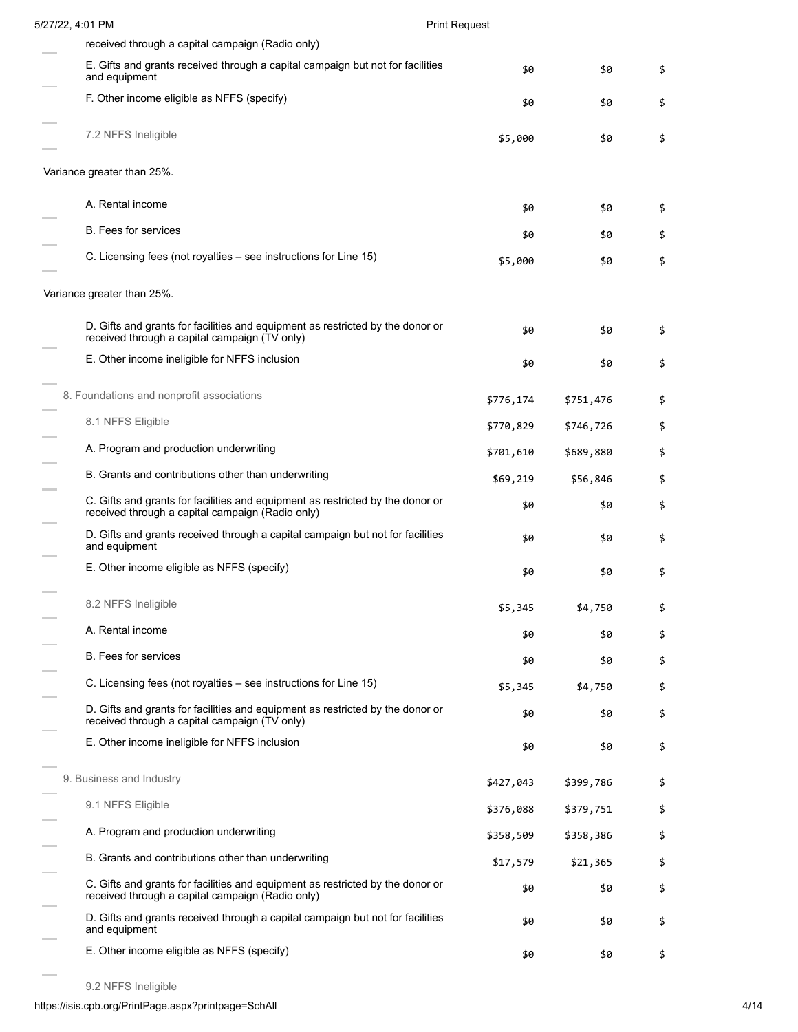| | | | |
|---|---|---|---|
| received through a capital campaign (Radio only) | | | |
| E. Gifts and grants received through a capital campaign but not for facilities and equipment | $0 | $0 | $ |
| F. Other income eligible as NFFS (specify) | $0 | $0 | $ |
| 7.2 NFFS Ineligible | $5,000 | $0 | $ |
| Variance greater than 25%. | | | |
| A. Rental income | $0 | $0 | $ |
| B. Fees for services | $0 | $0 | $ |
| C. Licensing fees (not royalties – see instructions for Line 15) | $5,000 | $0 | $ |
| Variance greater than 25%. | | | |
| D. Gifts and grants for facilities and equipment as restricted by the donor or received through a capital campaign (TV only) | $0 | $0 | $ |
| E. Other income ineligible for NFFS inclusion | $0 | $0 | $ |
| 8. Foundations and nonprofit associations | $776,174 | $751,476 | $ |
| 8.1 NFFS Eligible | $770,829 | $746,726 | $ |
| A. Program and production underwriting | $701,610 | $689,880 | $ |
| B. Grants and contributions other than underwriting | $69,219 | $56,846 | $ |
| C. Gifts and grants for facilities and equipment as restricted by the donor or received through a capital campaign (Radio only) | $0 | $0 | $ |
| D. Gifts and grants received through a capital campaign but not for facilities and equipment | $0 | $0 | $ |
| E. Other income eligible as NFFS (specify) | $0 | $0 | $ |
| 8.2 NFFS Ineligible | $5,345 | $4,750 | $ |
| A. Rental income | $0 | $0 | $ |
| B. Fees for services | $0 | $0 | $ |
| C. Licensing fees (not royalties – see instructions for Line 15) | $5,345 | $4,750 | $ |
| D. Gifts and grants for facilities and equipment as restricted by the donor or received through a capital campaign (TV only) | $0 | $0 | $ |
| E. Other income ineligible for NFFS inclusion | $0 | $0 | $ |
| 9. Business and Industry | $427,043 | $399,786 | $ |
| 9.1 NFFS Eligible | $376,088 | $379,751 | $ |
| A. Program and production underwriting | $358,509 | $358,386 | $ |
| B. Grants and contributions other than underwriting | $17,579 | $21,365 | $ |
| C. Gifts and grants for facilities and equipment as restricted by the donor or received through a capital campaign (Radio only) | $0 | $0 | $ |
| D. Gifts and grants received through a capital campaign but not for facilities and equipment | $0 | $0 | $ |
| E. Other income eligible as NFFS (specify) | $0 | $0 | $ |
| 9.2 NFFS Ineligible | | | |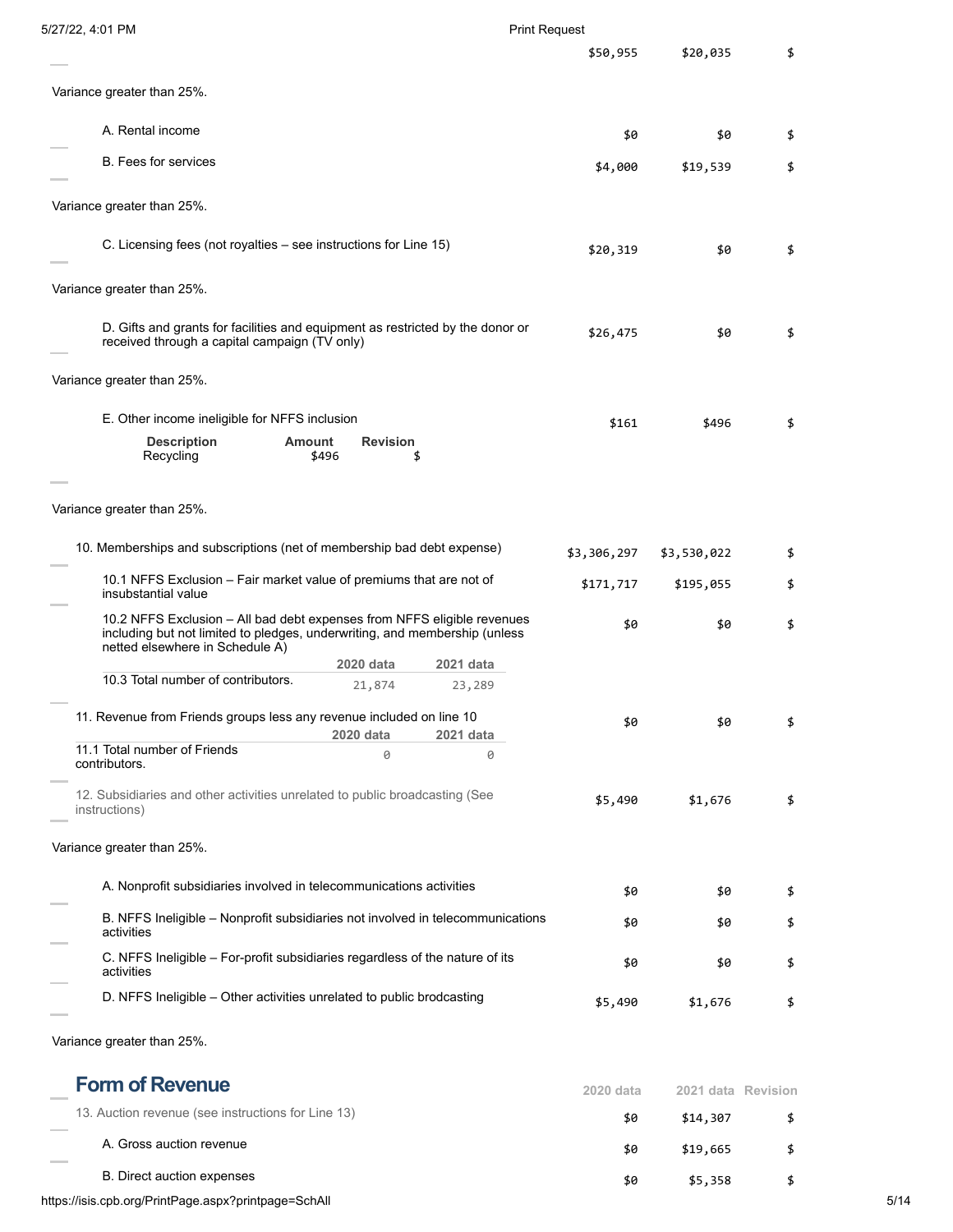| | 2020 data | 2021 data | Revision |
|---|---|---|---|
| | $50,955 | $20,035 | $ |

Variance greater than 25%.

| | 2020 data | 2021 data | Revision |
|---|---|---|---|
| A. Rental income | $0 | $0 | $ |
| B. Fees for services | $4,000 | $19,539 | $ |

Variance greater than 25%.

| | 2020 data | 2021 data | Revision |
|---|---|---|---|
| C. Licensing fees (not royalties – see instructions for Line 15) | $20,319 | $0 | $ |

Variance greater than 25%.

| | 2020 data | 2021 data | Revision |
|---|---|---|---|
| D. Gifts and grants for facilities and equipment as restricted by the donor or received through a capital campaign (TV only) | $26,475 | $0 | $ |

Variance greater than 25%.

| | 2020 data | 2021 data | Revision |
|---|---|---|---|
| E. Other income ineligible for NFFS inclusion | $161 | $496 | $ |

| Description | Amount | Revision |
|---|---|---|
| Recycling | $496 | $ |

Variance greater than 25%.

| | 2020 data | 2021 data | Revision |
|---|---|---|---|
| 10. Memberships and subscriptions (net of membership bad debt expense) | $3,306,297 | $3,530,022 | $ |
| 10.1 NFFS Exclusion – Fair market value of premiums that are not of insubstantial value | $171,717 | $195,055 | $ |
| 10.2 NFFS Exclusion – All bad debt expenses from NFFS eligible revenues including but not limited to pledges, underwriting, and membership (unless netted elsewhere in Schedule A) | $0 | $0 | $ |

| | 2020 data | 2021 data |
|---|---|---|
| 10.3 Total number of contributors. | 21,874 | 23,289 |

| | 2020 data | 2021 data | Revision |
|---|---|---|---|
| 11. Revenue from Friends groups less any revenue included on line 10 | $0 | $0 | $ |

| | 2020 data | 2021 data |
|---|---|---|
| 11.1 Total number of Friends contributors. | 0 | 0 |

| | 2020 data | 2021 data | Revision |
|---|---|---|---|
| 12. Subsidiaries and other activities unrelated to public broadcasting (See instructions) | $5,490 | $1,676 | $ |

Variance greater than 25%.

| | 2020 data | 2021 data | Revision |
|---|---|---|---|
| A. Nonprofit subsidiaries involved in telecommunications activities | $0 | $0 | $ |
| B. NFFS Ineligible – Nonprofit subsidiaries not involved in telecommunications activities | $0 | $0 | $ |
| C. NFFS Ineligible – For-profit subsidiaries regardless of the nature of its activities | $0 | $0 | $ |
| D. NFFS Ineligible – Other activities unrelated to public brodcasting | $5,490 | $1,676 | $ |

Variance greater than 25%.

## Form of Revenue

| | 2020 data | 2021 data | Revision |
|---|---|---|---|
| 13. Auction revenue (see instructions for Line 13) | $0 | $14,307 | $ |
| A. Gross auction revenue | $0 | $19,665 | $ |
| B. Direct auction expenses | $0 | $5,358 | $ |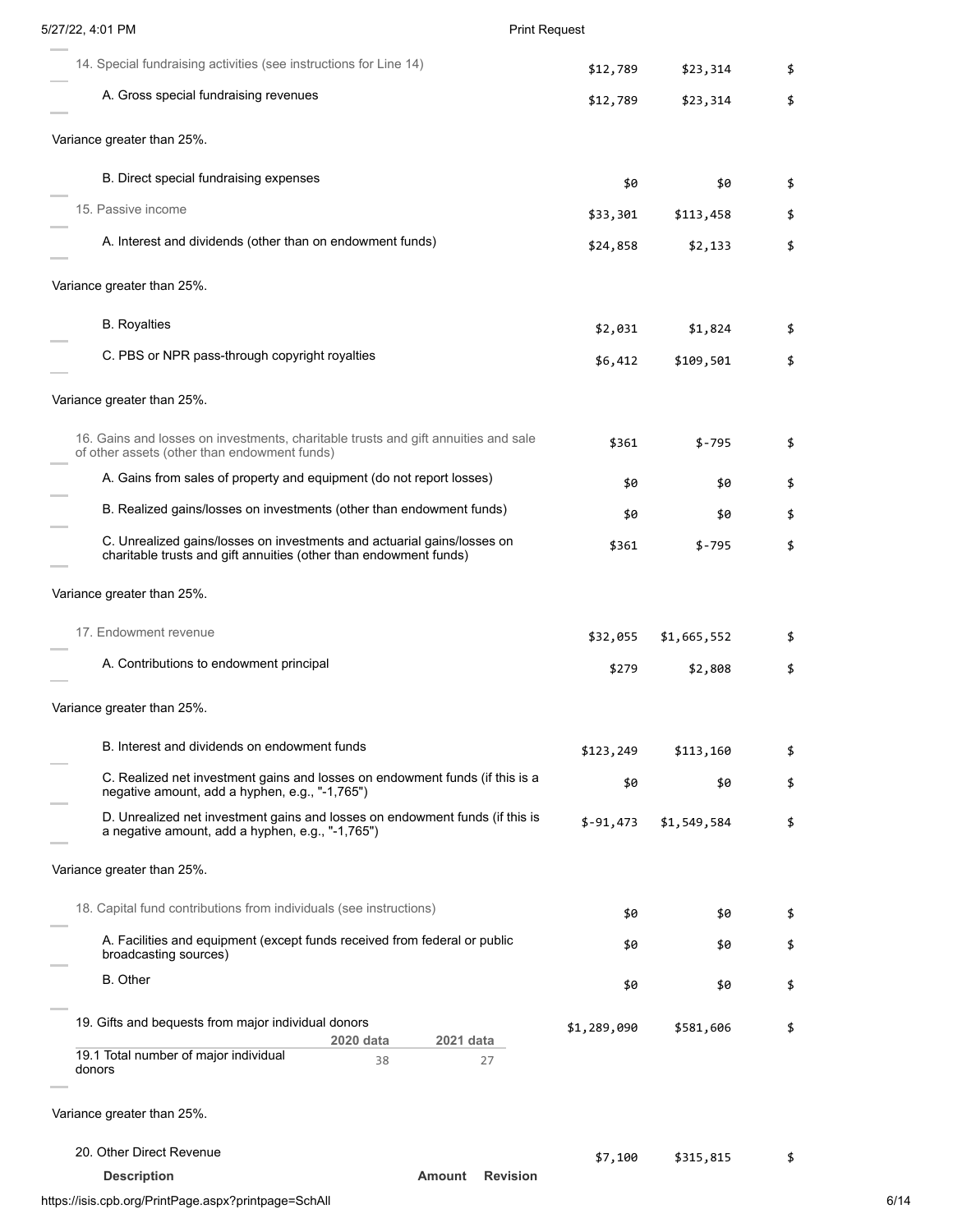| | | | |
|---|---|---|---|
| 14. Special fundraising activities (see instructions for Line 14) | $12,789 | $23,314 | $ |
| A. Gross special fundraising revenues | $12,789 | $23,314 | $ |
| Variance greater than 25%. | | | |
| B. Direct special fundraising expenses | $0 | $0 | $ |
| 15. Passive income | $33,301 | $113,458 | $ |
| A. Interest and dividends (other than on endowment funds) | $24,858 | $2,133 | $ |
| Variance greater than 25%. | | | |
| B. Royalties | $2,031 | $1,824 | $ |
| C. PBS or NPR pass-through copyright royalties | $6,412 | $109,501 | $ |
| Variance greater than 25%. | | | |
| 16. Gains and losses on investments, charitable trusts and gift annuities and sale of other assets (other than endowment funds) | $361 | $-795 | $ |
| A. Gains from sales of property and equipment (do not report losses) | $0 | $0 | $ |
| B. Realized gains/losses on investments (other than endowment funds) | $0 | $0 | $ |
| C. Unrealized gains/losses on investments and actuarial gains/losses on charitable trusts and gift annuities (other than endowment funds) | $361 | $-795 | $ |
| Variance greater than 25%. | | | |
| 17. Endowment revenue | $32,055 | $1,665,552 | $ |
| A. Contributions to endowment principal | $279 | $2,808 | $ |
| Variance greater than 25%. | | | |
| B. Interest and dividends on endowment funds | $123,249 | $113,160 | $ |
| C. Realized net investment gains and losses on endowment funds (if this is a negative amount, add a hyphen, e.g., "-1,765") | $0 | $0 | $ |
| D. Unrealized net investment gains and losses on endowment funds (if this is a negative amount, add a hyphen, e.g., "-1,765") | $-91,473 | $1,549,584 | $ |
| Variance greater than 25%. | | | |
| 18. Capital fund contributions from individuals (see instructions) | $0 | $0 | $ |
| A. Facilities and equipment (except funds received from federal or public broadcasting sources) | $0 | $0 | $ |
| B. Other | $0 | $0 | $ |
| 19. Gifts and bequests from major individual donors | $1,289,090 | $581,606 | $ |

| | 2020 data | 2021 data |
|---|---|---|
| 19.1 Total number of major individual donors | 38 | 27 |

Variance greater than 25%.

| | | | |
|---|---|---|---|
| 20. Other Direct Revenue | $7,100 | $315,815 | $ |

| Description | Amount | Revision |
|---|---|---|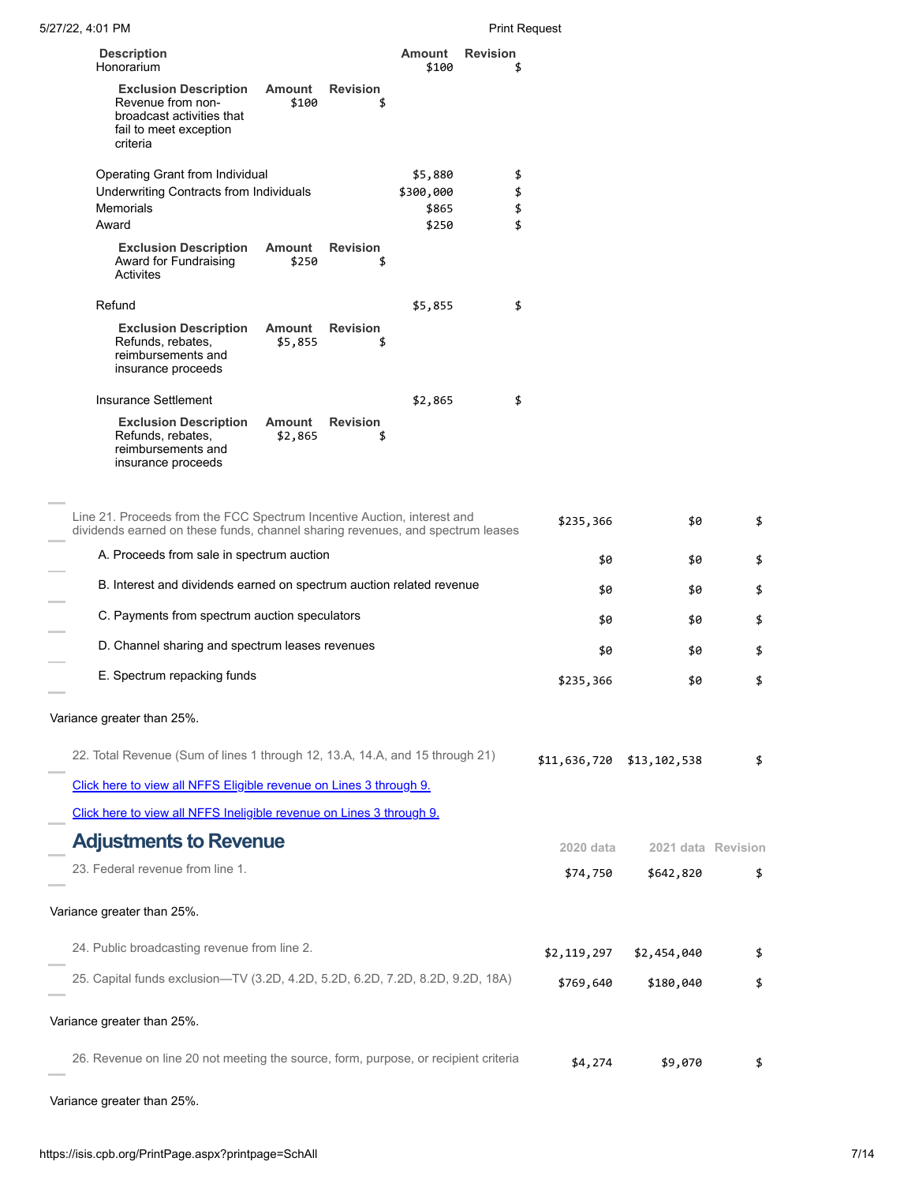| Description | Amount | Revision |
| --- | --- | --- |
| Honorarium | $100 | $ |

| Exclusion Description | Amount | Revision |
| --- | --- | --- |
| Revenue from non-broadcast activities that fail to meet exception criteria | $100 | $ |

| Description | Amount | Revision |
| --- | --- | --- |
| Operating Grant from Individual | $5,880 | $ |
| Underwriting Contracts from Individuals | $300,000 | $ |
| Memorials | $865 | $ |
| Award | $250 | $ |

| Exclusion Description | Amount | Revision |
| --- | --- | --- |
| Award for Fundraising Activites | $250 | $ |

| Description | Amount | Revision |
| --- | --- | --- |
| Refund | $5,855 | $ |

| Exclusion Description | Amount | Revision |
| --- | --- | --- |
| Refunds, rebates, reimbursements and insurance proceeds | $5,855 | $ |

| Description | Amount | Revision |
| --- | --- | --- |
| Insurance Settlement | $2,865 | $ |

| Exclusion Description | Amount | Revision |
| --- | --- | --- |
| Refunds, rebates, reimbursements and insurance proceeds | $2,865 | $ |

| | | | |
| --- | --- | --- | --- |
| Line 21. Proceeds from the FCC Spectrum Incentive Auction, interest and dividends earned on these funds, channel sharing revenues, and spectrum leases | $235,366 | $0 | $ |
| A. Proceeds from sale in spectrum auction | $0 | $0 | $ |
| B. Interest and dividends earned on spectrum auction related revenue | $0 | $0 | $ |
| C. Payments from spectrum auction speculators | $0 | $0 | $ |
| D. Channel sharing and spectrum leases revenues | $0 | $0 | $ |
| E. Spectrum repacking funds | $235,366 | $0 | $ |

Variance greater than 25%.

| | | | |
| --- | --- | --- | --- |
| 22. Total Revenue (Sum of lines 1 through 12, 13.A, 14.A, and 15 through 21) | $11,636,720 | $13,102,538 | $ |

Click here to view all NFFS Eligible revenue on Lines 3 through 9.

Click here to view all NFFS Ineligible revenue on Lines 3 through 9.

## Adjustments to Revenue

| | 2020 data | 2021 data | Revision |
| --- | --- | --- | --- |
| 23. Federal revenue from line 1. | $74,750 | $642,820 | $ |

Variance greater than 25%.

| | | | |
| --- | --- | --- | --- |
| 24. Public broadcasting revenue from line 2. | $2,119,297 | $2,454,040 | $ |
| 25. Capital funds exclusion—TV (3.2D, 4.2D, 5.2D, 6.2D, 7.2D, 8.2D, 9.2D, 18A) | $769,640 | $180,040 | $ |

Variance greater than 25%.

| | | | |
| --- | --- | --- | --- |
| 26. Revenue on line 20 not meeting the source, form, purpose, or recipient criteria | $4,274 | $9,070 | $ |

Variance greater than 25%.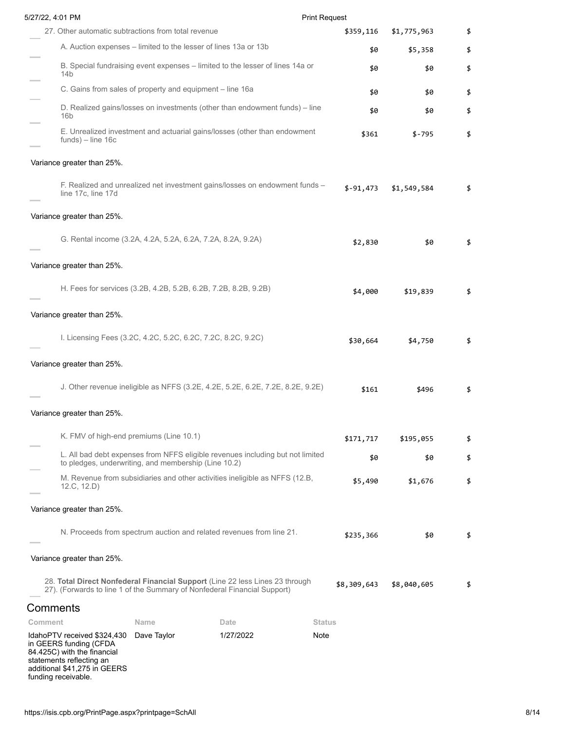| | | | |
|---|---|---|---|
| 27. Other automatic subtractions from total revenue | $359,116 | $1,775,963 | $ |
| A. Auction expenses – limited to the lesser of lines 13a or 13b | $0 | $5,358 | $ |
| B. Special fundraising event expenses – limited to the lesser of lines 14a or 14b | $0 | $0 | $ |
| C. Gains from sales of property and equipment – line 16a | $0 | $0 | $ |
| D. Realized gains/losses on investments (other than endowment funds) – line 16b | $0 | $0 | $ |
| E. Unrealized investment and actuarial gains/losses (other than endowment funds) – line 16c | $361 | $-795 | $ |
| Variance greater than 25%. | | | |
| F. Realized and unrealized net investment gains/losses on endowment funds – line 17c, line 17d | $-91,473 | $1,549,584 | $ |
| Variance greater than 25%. | | | |
| G. Rental income (3.2A, 4.2A, 5.2A, 6.2A, 7.2A, 8.2A, 9.2A) | $2,830 | $0 | $ |
| Variance greater than 25%. | | | |
| H. Fees for services (3.2B, 4.2B, 5.2B, 6.2B, 7.2B, 8.2B, 9.2B) | $4,000 | $19,839 | $ |
| Variance greater than 25%. | | | |
| I. Licensing Fees (3.2C, 4.2C, 5.2C, 6.2C, 7.2C, 8.2C, 9.2C) | $30,664 | $4,750 | $ |
| Variance greater than 25%. | | | |
| J. Other revenue ineligible as NFFS (3.2E, 4.2E, 5.2E, 6.2E, 7.2E, 8.2E, 9.2E) | $161 | $496 | $ |
| Variance greater than 25%. | | | |
| K. FMV of high-end premiums (Line 10.1) | $171,717 | $195,055 | $ |
| L. All bad debt expenses from NFFS eligible revenues including but not limited to pledges, underwriting, and membership (Line 10.2) | $0 | $0 | $ |
| M. Revenue from subsidiaries and other activities ineligible as NFFS (12.B, 12.C, 12.D) | $5,490 | $1,676 | $ |
| Variance greater than 25%. | | | |
| N. Proceeds from spectrum auction and related revenues from line 21. | $235,366 | $0 | $ |
| Variance greater than 25%. | | | |
| 28. **Total Direct Nonfederal Financial Support** (Line 22 less Lines 23 through 27). (Forwards to line 1 of the Summary of Nonfederal Financial Support) | $8,309,643 | $8,040,605 | $ |

## Comments

| Comment | Name | Date | Status |
|---|---|---|---|
| IdahoPTV received $324,430 in GEERS funding (CFDA 84.425C) with the financial statements reflecting an additional $41,275 in GEERS funding receivable. | Dave Taylor | 1/27/2022 | Note |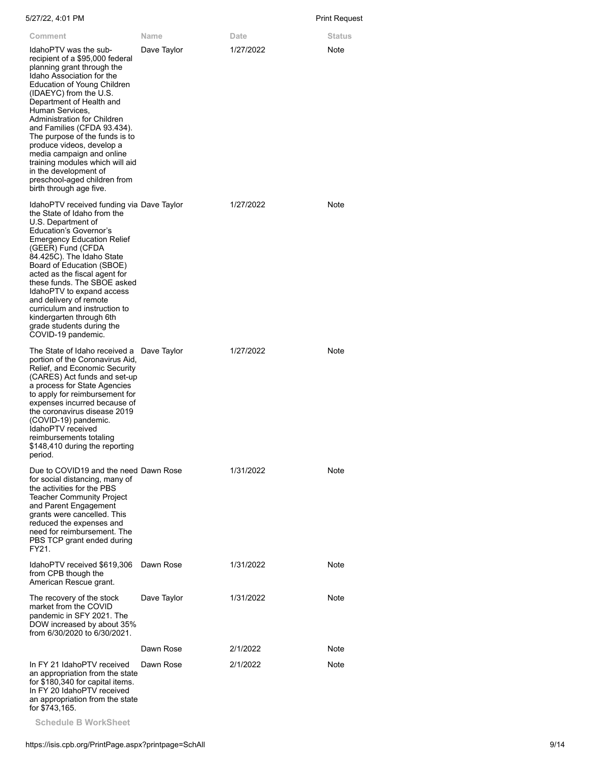| Comment | Name | Date | Status |
|---|---|---|---|
| IdahoPTV was the sub-recipient of a $95,000 federal planning grant through the Idaho Association for the Education of Young Children (IDAEYC) from the U.S. Department of Health and Human Services, Administration for Children and Families (CFDA 93.434). The purpose of the funds is to produce videos, develop a media campaign and online training modules which will aid in the development of preschool-aged children from birth through age five. | Dave Taylor | 1/27/2022 | Note |
| IdahoPTV received funding via the State of Idaho from the U.S. Department of Education's Governor's Emergency Education Relief (GEER) Fund (CFDA 84.425C). The Idaho State Board of Education (SBOE) acted as the fiscal agent for these funds. The SBOE asked IdahoPTV to expand access and delivery of remote curriculum and instruction to kindergarten through 6th grade students during the COVID-19 pandemic. | Dave Taylor | 1/27/2022 | Note |
| The State of Idaho received a portion of the Coronavirus Aid, Relief, and Economic Security (CARES) Act funds and set-up a process for State Agencies to apply for reimbursement for expenses incurred because of the coronavirus disease 2019 (COVID-19) pandemic. IdahoPTV received reimbursements totaling $148,410 during the reporting period. | Dave Taylor | 1/27/2022 | Note |
| Due to COVID19 and the need for social distancing, many of the activities for the PBS Teacher Community Project and Parent Engagement grants were cancelled. This reduced the expenses and need for reimbursement. The PBS TCP grant ended during FY21. | Dawn Rose | 1/31/2022 | Note |
| IdahoPTV received $619,306 from CPB though the American Rescue grant. | Dawn Rose | 1/31/2022 | Note |
| The recovery of the stock market from the COVID pandemic in SFY 2021. The DOW increased by about 35% from 6/30/2020 to 6/30/2021. | Dave Taylor | 1/31/2022 | Note |
| | Dawn Rose | 2/1/2022 | Note |
| In FY 21 IdahoPTV received an appropriation from the state for $180,340 for capital items. In FY 20 IdahoPTV received an appropriation from the state for $743,165. | Dawn Rose | 2/1/2022 | Note |

**Schedule B WorkSheet**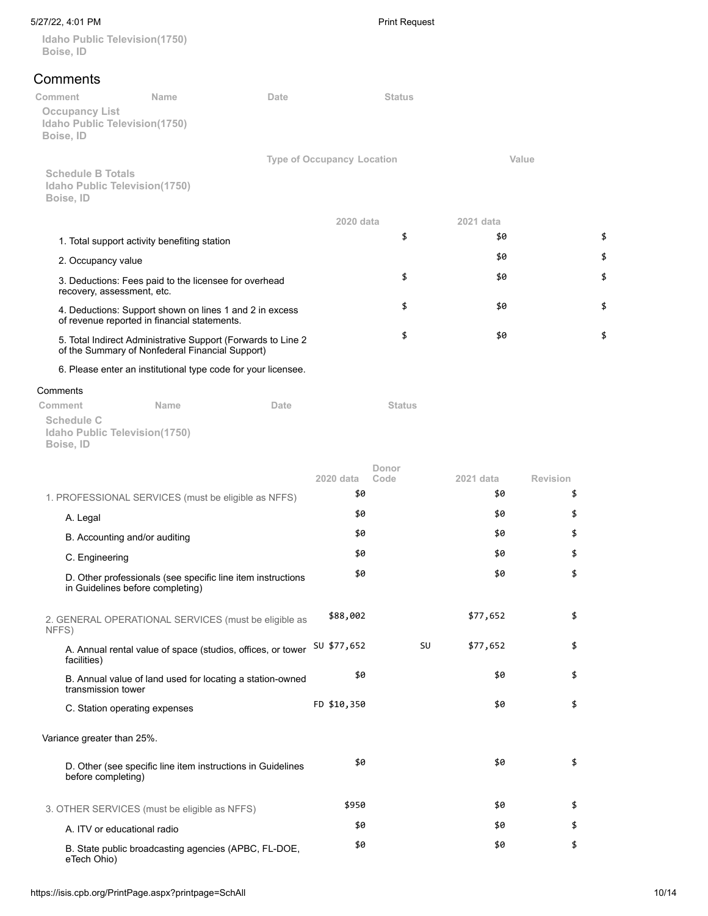Idaho Public Television(1750)
Boise, ID

## Comments

| Comment | Name | Date | Status |
|---|---|---|---|

### Occupancy List

Idaho Public Television(1750)
Boise, ID

| Type of Occupancy | Location | Value |
|---|---|---|

### Schedule B Totals

Idaho Public Television(1750)
Boise, ID

| | 2020 data | 2021 data | |
|---|---|---|---|
| 1. Total support activity benefiting station | $ | $0 | $ |
| 2. Occupancy value | | $0 | $ |
| 3. Deductions: Fees paid to the licensee for overhead recovery, assessment, etc. | $ | $0 | $ |
| 4. Deductions: Support shown on lines 1 and 2 in excess of revenue reported in financial statements. | $ | $0 | $ |
| 5. Total Indirect Administrative Support (Forwards to Line 2 of the Summary of Nonfederal Financial Support) | $ | $0 | $ |
| 6. Please enter an institutional type code for your licensee. | | | |

Comments

| Comment | Name | Date | Status |
|---|---|---|---|

### Schedule C

Idaho Public Television(1750)
Boise, ID

| | 2020 data | Donor Code | 2021 data | Revision |
|---|---|---|---|---|
| 1. PROFESSIONAL SERVICES (must be eligible as NFFS) | $0 | | $0 | $ |
| A. Legal | $0 | | $0 | $ |
| B. Accounting and/or auditing | $0 | | $0 | $ |
| C. Engineering | $0 | | $0 | $ |
| D. Other professionals (see specific line item instructions in Guidelines before completing) | $0 | | $0 | $ |
| 2. GENERAL OPERATIONAL SERVICES (must be eligible as NFFS) | $88,002 | | $77,652 | $ |
| A. Annual rental value of space (studios, offices, or tower facilities) | SU $77,652 | SU | $77,652 | $ |
| B. Annual value of land used for locating a station-owned transmission tower | $0 | | $0 | $ |
| C. Station operating expenses | FD $10,350 | | $0 | $ |
| Variance greater than 25%. | | | | |
| D. Other (see specific line item instructions in Guidelines before completing) | $0 | | $0 | $ |
| 3. OTHER SERVICES (must be eligible as NFFS) | $950 | | $0 | $ |
| A. ITV or educational radio | $0 | | $0 | $ |
| B. State public broadcasting agencies (APBC, FL-DOE, eTech Ohio) | $0 | | $0 | $ |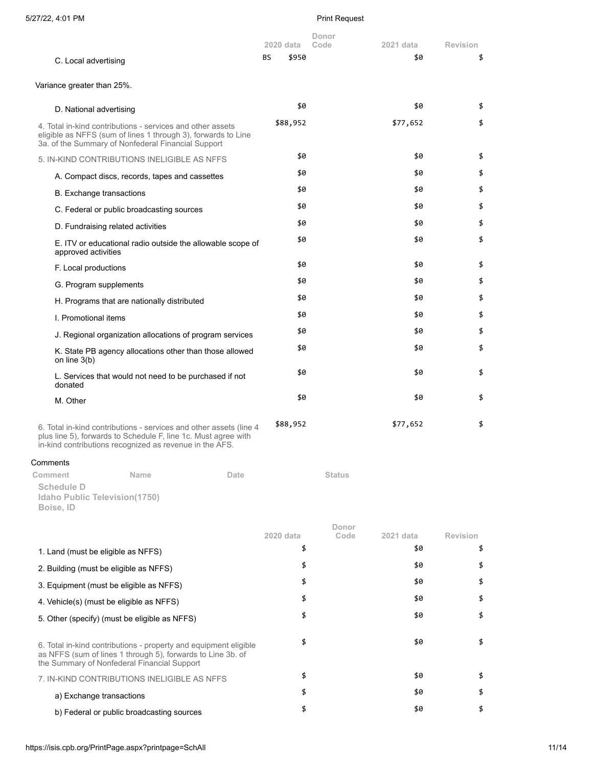| | 2020 data | Donor Code | 2021 data | Revision |
|---|---|---|---|---|
| C. Local advertising | BS $950 | | $0 | $ |

Variance greater than 25%.

| | 2020 data | Donor Code | 2021 data | Revision |
|---|---|---|---|---|
| D. National advertising | $0 | | $0 | $ |
| 4. Total in-kind contributions - services and other assets eligible as NFFS (sum of lines 1 through 3), forwards to Line 3a. of the Summary of Nonfederal Financial Support | $88,952 | | $77,652 | $ |
| 5. IN-KIND CONTRIBUTIONS INELIGIBLE AS NFFS | $0 | | $0 | $ |
| A. Compact discs, records, tapes and cassettes | $0 | | $0 | $ |
| B. Exchange transactions | $0 | | $0 | $ |
| C. Federal or public broadcasting sources | $0 | | $0 | $ |
| D. Fundraising related activities | $0 | | $0 | $ |
| E. ITV or educational radio outside the allowable scope of approved activities | $0 | | $0 | $ |
| F. Local productions | $0 | | $0 | $ |
| G. Program supplements | $0 | | $0 | $ |
| H. Programs that are nationally distributed | $0 | | $0 | $ |
| I. Promotional items | $0 | | $0 | $ |
| J. Regional organization allocations of program services | $0 | | $0 | $ |
| K. State PB agency allocations other than those allowed on line 3(b) | $0 | | $0 | $ |
| L. Services that would not need to be purchased if not donated | $0 | | $0 | $ |
| M. Other | $0 | | $0 | $ |
| 6. Total in-kind contributions - services and other assets (line 4 plus line 5), forwards to Schedule F, line 1c. Must agree with in-kind contributions recognized as revenue in the AFS. | $88,952 | | $77,652 | $ |

Comments

| Comment | Name | Date | Status |
|---|---|---|---|

**Schedule D**
**Idaho Public Television(1750)**
**Boise, ID**

| | 2020 data | Donor Code | 2021 data | Revision |
|---|---|---|---|---|
| 1. Land (must be eligible as NFFS) | $ | | $0 | $ |
| 2. Building (must be eligible as NFFS) | $ | | $0 | $ |
| 3. Equipment (must be eligible as NFFS) | $ | | $0 | $ |
| 4. Vehicle(s) (must be eligible as NFFS) | $ | | $0 | $ |
| 5. Other (specify) (must be eligible as NFFS) | $ | | $0 | $ |
| 6. Total in-kind contributions - property and equipment eligible as NFFS (sum of lines 1 through 5), forwards to Line 3b. of the Summary of Nonfederal Financial Support | $ | | $0 | $ |
| 7. IN-KIND CONTRIBUTIONS INELIGIBLE AS NFFS | $ | | $0 | $ |
| a) Exchange transactions | $ | | $0 | $ |
| b) Federal or public broadcasting sources | $ | | $0 | $ |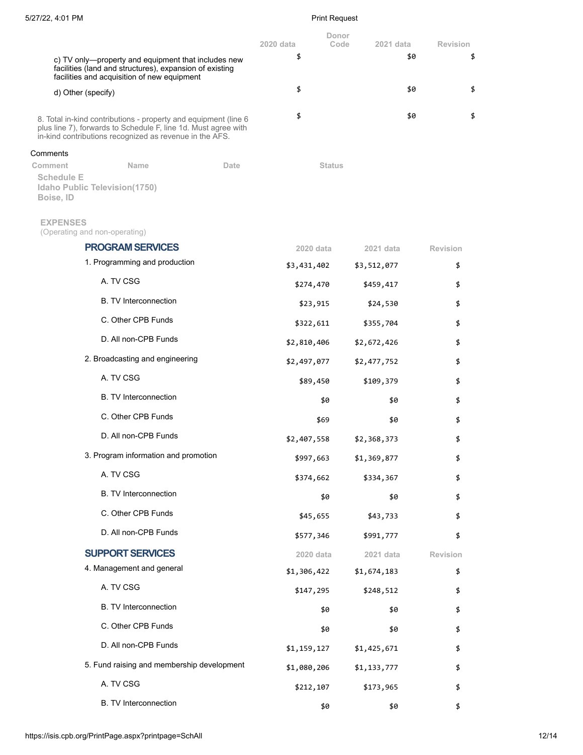| | 2020 data | Donor Code | 2021 data | Revision |
|---|---|---|---|---|
| c) TV only—property and equipment that includes new facilities (land and structures), expansion of existing facilities and acquisition of new equipment | $ | | $0 | $ |
| d) Other (specify) | $ | | $0 | $ |
| 8. Total in-kind contributions - property and equipment (line 6 plus line 7), forwards to Schedule F, line 1d. Must agree with in-kind contributions recognized as revenue in the AFS. | $ | | $0 | $ |

Comments

| Comment | Name | Date | Status |
|---|---|---|---|

**Schedule E**
**Idaho Public Television(1750)**
**Boise, ID**

**EXPENSES**
(Operating and non-operating)

| PROGRAM SERVICES | 2020 data | 2021 data | Revision |
|---|---|---|---|
| 1. Programming and production | $3,431,402 | $3,512,077 | $ |
| A. TV CSG | $274,470 | $459,417 | $ |
| B. TV Interconnection | $23,915 | $24,530 | $ |
| C. Other CPB Funds | $322,611 | $355,704 | $ |
| D. All non-CPB Funds | $2,810,406 | $2,672,426 | $ |
| 2. Broadcasting and engineering | $2,497,077 | $2,477,752 | $ |
| A. TV CSG | $89,450 | $109,379 | $ |
| B. TV Interconnection | $0 | $0 | $ |
| C. Other CPB Funds | $69 | $0 | $ |
| D. All non-CPB Funds | $2,407,558 | $2,368,373 | $ |
| 3. Program information and promotion | $997,663 | $1,369,877 | $ |
| A. TV CSG | $374,662 | $334,367 | $ |
| B. TV Interconnection | $0 | $0 | $ |
| C. Other CPB Funds | $45,655 | $43,733 | $ |
| D. All non-CPB Funds | $577,346 | $991,777 | $ |

| SUPPORT SERVICES | 2020 data | 2021 data | Revision |
|---|---|---|---|
| 4. Management and general | $1,306,422 | $1,674,183 | $ |
| A. TV CSG | $147,295 | $248,512 | $ |
| B. TV Interconnection | $0 | $0 | $ |
| C. Other CPB Funds | $0 | $0 | $ |
| D. All non-CPB Funds | $1,159,127 | $1,425,671 | $ |
| 5. Fund raising and membership development | $1,080,206 | $1,133,777 | $ |
| A. TV CSG | $212,107 | $173,965 | $ |
| B. TV Interconnection | $0 | $0 | $ |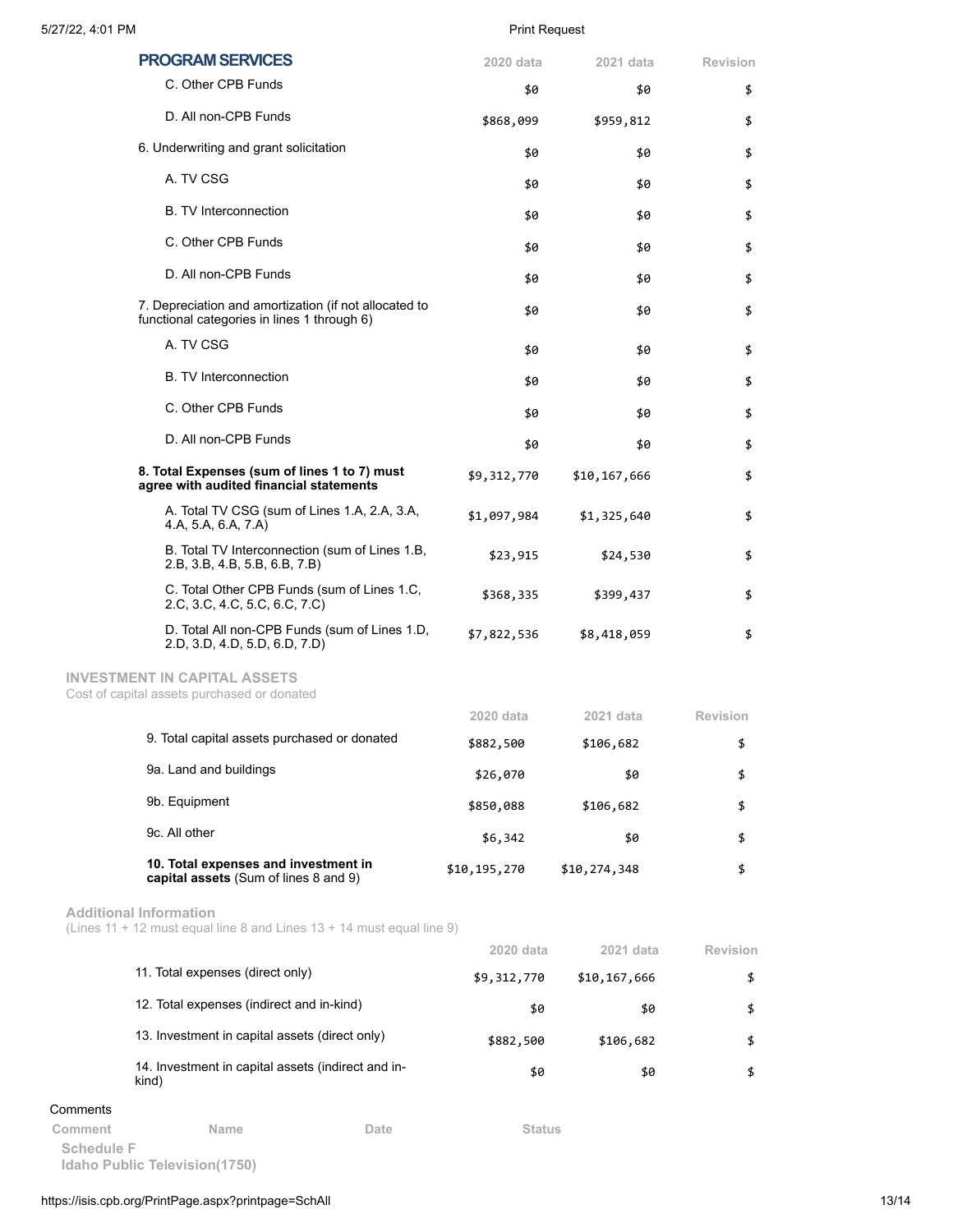| PROGRAM SERVICES | 2020 data | 2021 data | Revision |
|---|---|---|---|
| C. Other CPB Funds | $0 | $0 | $ |
| D. All non-CPB Funds | $868,099 | $959,812 | $ |
| 6. Underwriting and grant solicitation | $0 | $0 | $ |
| A. TV CSG | $0 | $0 | $ |
| B. TV Interconnection | $0 | $0 | $ |
| C. Other CPB Funds | $0 | $0 | $ |
| D. All non-CPB Funds | $0 | $0 | $ |
| 7. Depreciation and amortization (if not allocated to functional categories in lines 1 through 6) | $0 | $0 | $ |
| A. TV CSG | $0 | $0 | $ |
| B. TV Interconnection | $0 | $0 | $ |
| C. Other CPB Funds | $0 | $0 | $ |
| D. All non-CPB Funds | $0 | $0 | $ |
| **8. Total Expenses (sum of lines 1 to 7) must agree with audited financial statements** | $9,312,770 | $10,167,666 | $ |
| A. Total TV CSG (sum of Lines 1.A, 2.A, 3.A, 4.A, 5.A, 6.A, 7.A) | $1,097,984 | $1,325,640 | $ |
| B. Total TV Interconnection (sum of Lines 1.B, 2.B, 3.B, 4.B, 5.B, 6.B, 7.B) | $23,915 | $24,530 | $ |
| C. Total Other CPB Funds (sum of Lines 1.C, 2.C, 3.C, 4.C, 5.C, 6.C, 7.C) | $368,335 | $399,437 | $ |
| D. Total All non-CPB Funds (sum of Lines 1.D, 2.D, 3.D, 4.D, 5.D, 6.D, 7.D) | $7,822,536 | $8,418,059 | $ |

## INVESTMENT IN CAPITAL ASSETS

Cost of capital assets purchased or donated

| | 2020 data | 2021 data | Revision |
|---|---|---|---|
| 9. Total capital assets purchased or donated | $882,500 | $106,682 | $ |
| 9a. Land and buildings | $26,070 | $0 | $ |
| 9b. Equipment | $850,088 | $106,682 | $ |
| 9c. All other | $6,342 | $0 | $ |
| **10. Total expenses and investment in capital assets** (Sum of lines 8 and 9) | $10,195,270 | $10,274,348 | $ |

## Additional Information

(Lines 11 + 12 must equal line 8 and Lines 13 + 14 must equal line 9)

| | 2020 data | 2021 data | Revision |
|---|---|---|---|
| 11. Total expenses (direct only) | $9,312,770 | $10,167,666 | $ |
| 12. Total expenses (indirect and in-kind) | $0 | $0 | $ |
| 13. Investment in capital assets (direct only) | $882,500 | $106,682 | $ |
| 14. Investment in capital assets (indirect and in-kind) | $0 | $0 | $ |

Comments

| Comment | Name | Date | Status |
|---|---|---|---|

**Schedule F**
**Idaho Public Television(1750)**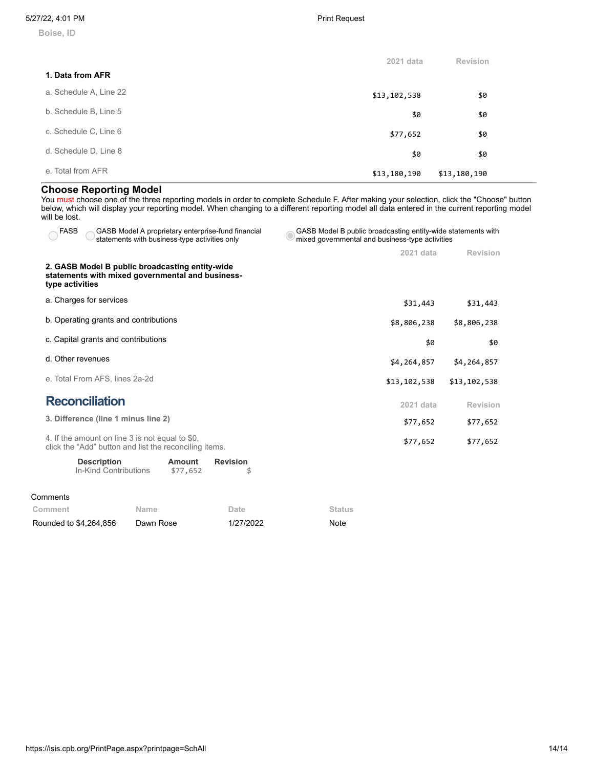Boise, ID

| | 2021 data | Revision |
|---|---|---|
| **1. Data from AFR** | | |
| a. Schedule A, Line 22 | $13,102,538 | $0 |
| b. Schedule B, Line 5 | $0 | $0 |
| c. Schedule C, Line 6 | $77,652 | $0 |
| d. Schedule D, Line 8 | $0 | $0 |
| e. Total from AFR | $13,180,190 | $13,180,190 |

## Choose Reporting Model

You must choose one of the three reporting models in order to complete Schedule F. After making your selection, click the "Choose" button below, which will display your reporting model. When changing to a different reporting model all data entered in the current reporting model will be lost.

- ( ) FASB
- ( ) GASB Model A proprietary enterprise-fund financial statements with business-type activities only
- (•) GASB Model B public broadcasting entity-wide statements with mixed governmental and business-type activities

| | 2021 data | Revision |
|---|---|---|
| **2. GASB Model B public broadcasting entity-wide statements with mixed governmental and business-type activities** | | |
| a. Charges for services | $31,443 | $31,443 |
| b. Operating grants and contributions | $8,806,238 | $8,806,238 |
| c. Capital grants and contributions | $0 | $0 |
| d. Other revenues | $4,264,857 | $4,264,857 |
| e. Total From AFS, lines 2a-2d | $13,102,538 | $13,102,538 |

## Reconciliation

| | 2021 data | Revision |
|---|---|---|
| 3. Difference (line 1 minus line 2) | $77,652 | $77,652 |
| 4. If the amount on line 3 is not equal to $0, click the "Add" button and list the reconciling items. | $77,652 | $77,652 |

| Description | Amount | Revision |
|---|---|---|
| In-Kind Contributions | $77,652 | $ |

Comments

| Comment | Name | Date | Status |
|---|---|---|---|
| Rounded to $4,264,856 | Dawn Rose | 1/27/2022 | Note |